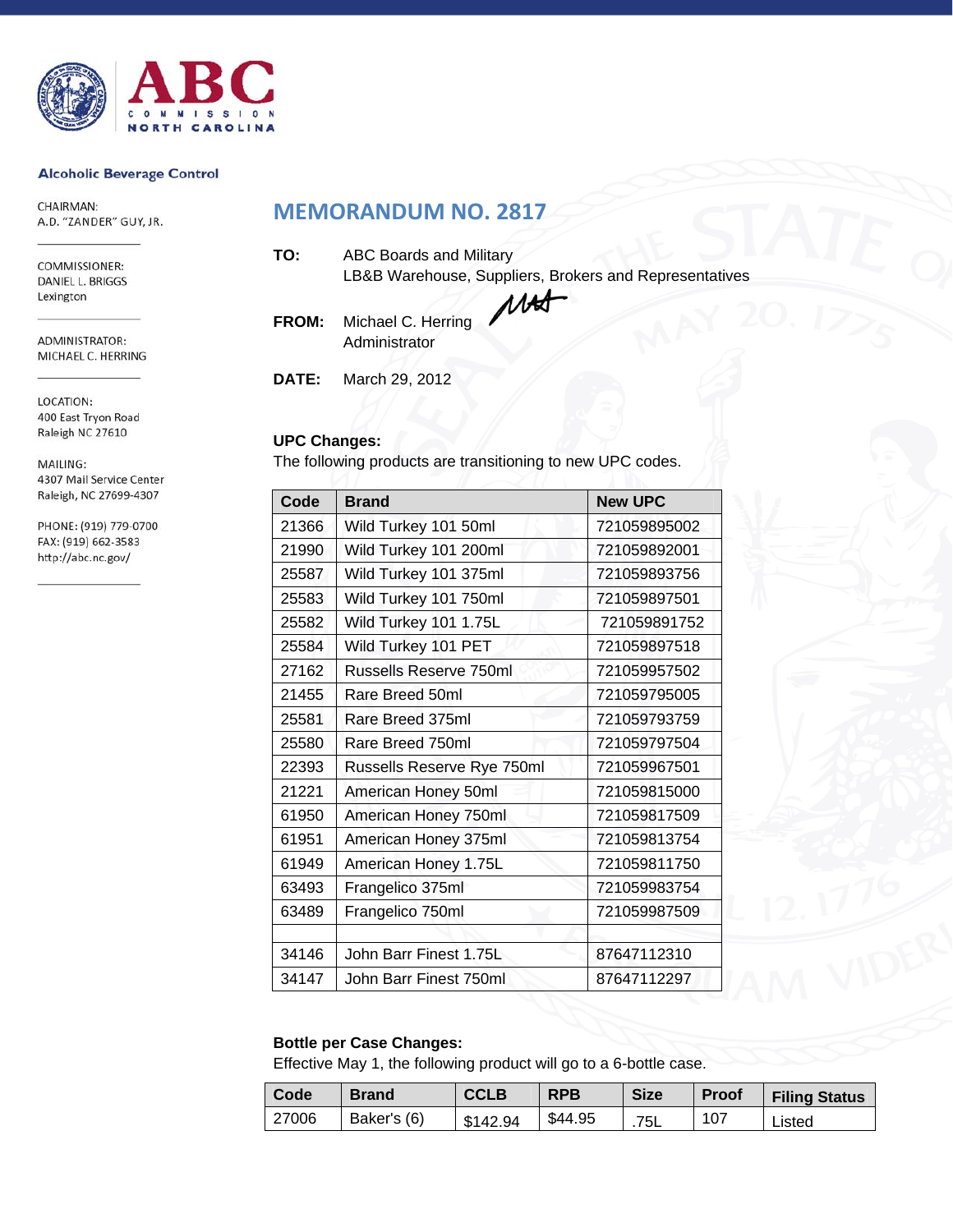**ABC COMMISSION NORTH CAROLINA**

**Alcoholic Beverage Control**

CHAIRMAN:
A.D. "ZANDER" GUY, JR.

COMMISSIONER:
DANIEL L. BRIGGS
Lexington

ADMINISTRATOR:
MICHAEL C. HERRING

LOCATION:
400 East Tryon Road
Raleigh NC 27610

MAILING:
4307 Mail Service Center
Raleigh, NC 27699-4307

PHONE: (919) 779-0700
FAX: (919) 662-3583
http://abc.nc.gov/

# MEMORANDUM NO. 2817

**TO:** ABC Boards and Military
LB&B Warehouse, Suppliers, Brokers and Representatives

**FROM:** Michael C. Herring
Administrator

**DATE:** March 29, 2012

**UPC Changes:**
The following products are transitioning to new UPC codes.

| Code | Brand | New UPC |
|---|---|---|
| 21366 | Wild Turkey 101 50ml | 721059895002 |
| 21990 | Wild Turkey 101 200ml | 721059892001 |
| 25587 | Wild Turkey 101 375ml | 721059893756 |
| 25583 | Wild Turkey 101 750ml | 721059897501 |
| 25582 | Wild Turkey 101 1.75L | 721059891752 |
| 25584 | Wild Turkey 101 PET | 721059897518 |
| 27162 | Russells Reserve 750ml | 721059957502 |
| 21455 | Rare Breed 50ml | 721059795005 |
| 25581 | Rare Breed 375ml | 721059793759 |
| 25580 | Rare Breed 750ml | 721059797504 |
| 22393 | Russells Reserve Rye 750ml | 721059967501 |
| 21221 | American Honey 50ml | 721059815000 |
| 61950 | American Honey 750ml | 721059817509 |
| 61951 | American Honey 375ml | 721059813754 |
| 61949 | American Honey 1.75L | 721059811750 |
| 63493 | Frangelico 375ml | 721059983754 |
| 63489 | Frangelico 750ml | 721059987509 |
| | | |
| 34146 | John Barr Finest 1.75L | 87647112310 |
| 34147 | John Barr Finest 750ml | 87647112297 |

**Bottle per Case Changes:**
Effective May 1, the following product will go to a 6-bottle case.

| Code | Brand | CCLB | RPB | Size | Proof | Filing Status |
|---|---|---|---|---|---|---|
| 27006 | Baker's (6) | $142.94 | $44.95 | .75L | 107 | Listed |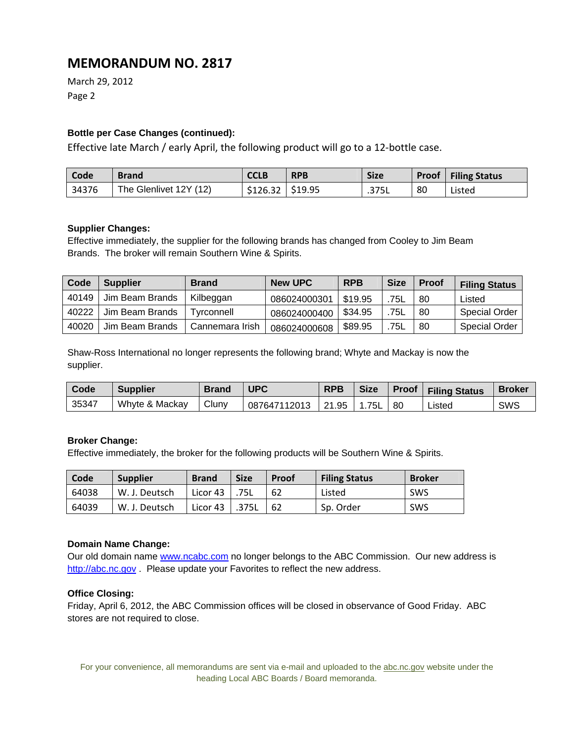# MEMORANDUM NO. 2817

March 29, 2012

Page 2

**Bottle per Case Changes (continued):**

Effective late March / early April, the following product will go to a 12-bottle case.

| Code | Brand | CCLB | RPB | Size | Proof | Filing Status |
|---|---|---|---|---|---|---|
| 34376 | The Glenlivet 12Y (12) | $126.32 | $19.95 | .375L | 80 | Listed |

**Supplier Changes:**

Effective immediately, the supplier for the following brands has changed from Cooley to Jim Beam Brands. The broker will remain Southern Wine & Spirits.

| Code | Supplier | Brand | New UPC | RPB | Size | Proof | Filing Status |
|---|---|---|---|---|---|---|---|
| 40149 | Jim Beam Brands | Kilbeggan | 086024000301 | $19.95 | .75L | 80 | Listed |
| 40222 | Jim Beam Brands | Tyrconnell | 086024000400 | $34.95 | .75L | 80 | Special Order |
| 40020 | Jim Beam Brands | Cannemara Irish | 086024000608 | $89.95 | .75L | 80 | Special Order |

Shaw-Ross International no longer represents the following brand; Whyte and Mackay is now the supplier.

| Code | Supplier | Brand | UPC | RPB | Size | Proof | Filing Status | Broker |
|---|---|---|---|---|---|---|---|---|
| 35347 | Whyte & Mackay | Cluny | 087647112013 | 21.95 | 1.75L | 80 | Listed | SWS |

**Broker Change:**

Effective immediately, the broker for the following products will be Southern Wine & Spirits.

| Code | Supplier | Brand | Size | Proof | Filing Status | Broker |
|---|---|---|---|---|---|---|
| 64038 | W. J. Deutsch | Licor 43 | .75L | 62 | Listed | SWS |
| 64039 | W. J. Deutsch | Licor 43 | .375L | 62 | Sp. Order | SWS |

**Domain Name Change:**

Our old domain name www.ncabc.com no longer belongs to the ABC Commission. Our new address is http://abc.nc.gov . Please update your Favorites to reflect the new address.

**Office Closing:**

Friday, April 6, 2012, the ABC Commission offices will be closed in observance of Good Friday. ABC stores are not required to close.

For your convenience, all memorandums are sent via e-mail and uploaded to the abc.nc.gov website under the heading Local ABC Boards / Board memoranda.